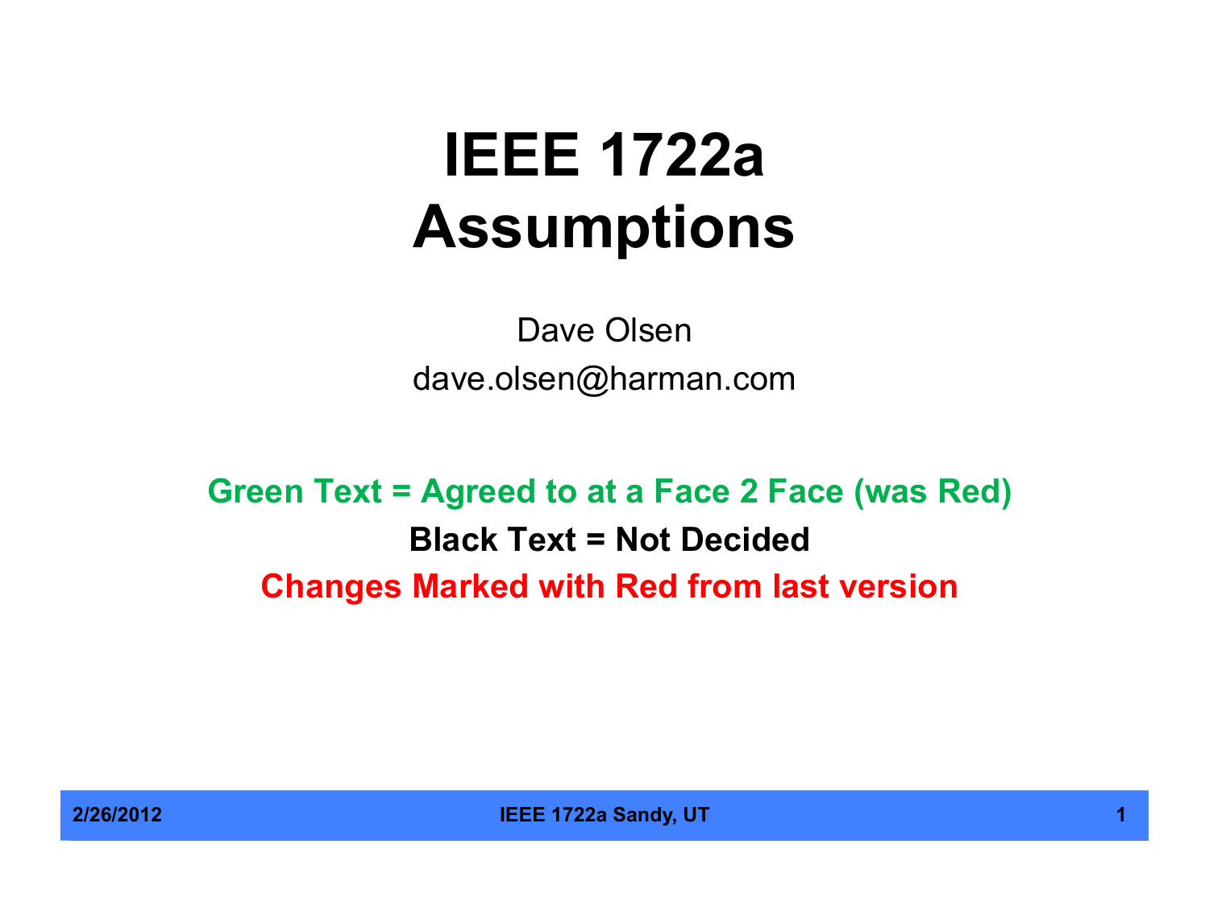# IEEE 1722a Assumptions

Dave Olsen

dave.olsen@harman.com

**Green Text = Agreed to at a Face 2 Face (was Red)**

**Black Text = Not Decided**

**Changes Marked with Red from last version**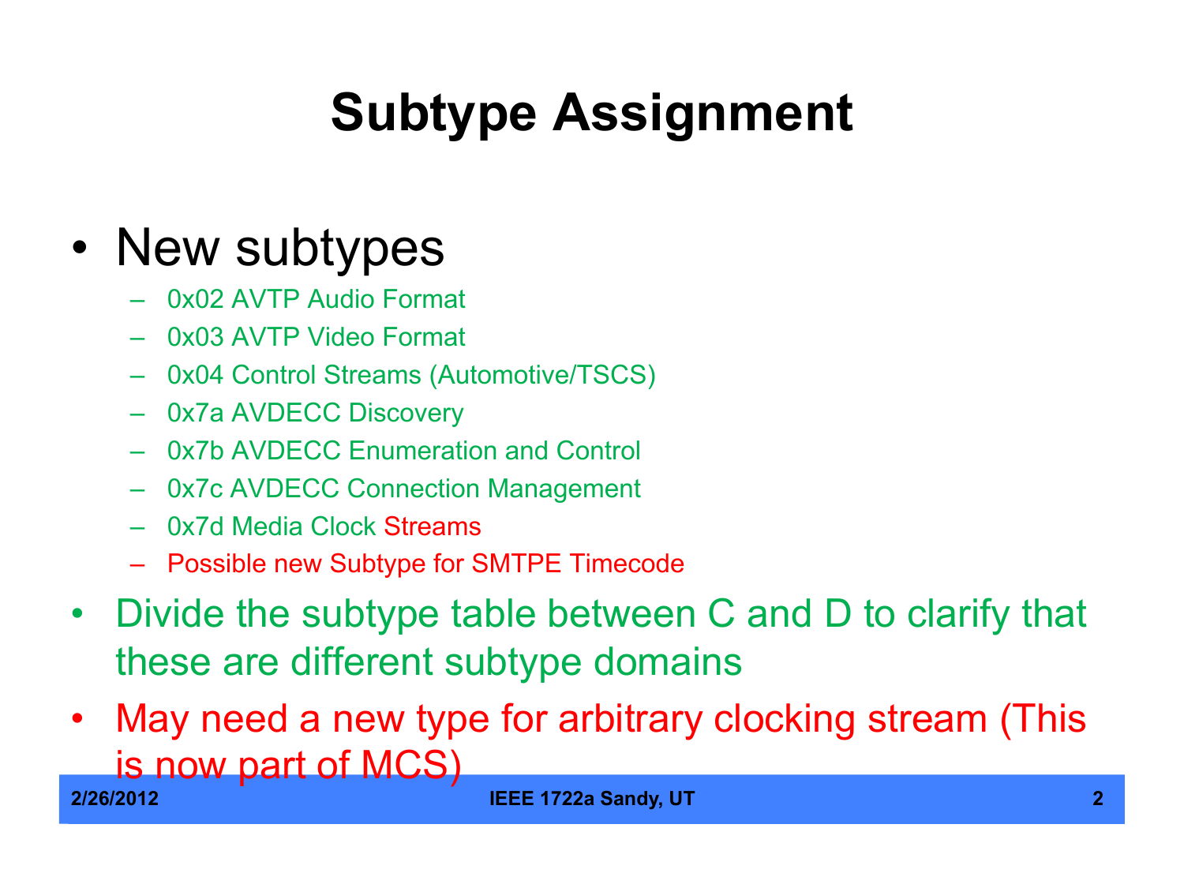# Subtype Assignment

- New subtypes
  - 0x02 AVTP Audio Format
  - 0x03 AVTP Video Format
  - 0x04 Control Streams (Automotive/TSCS)
  - 0x7a AVDECC Discovery
  - 0x7b AVDECC Enumeration and Control
  - 0x7c AVDECC Connection Management
  - 0x7d Media Clock Streams
  - Possible new Subtype for SMTPE Timecode
- Divide the subtype table between C and D to clarify that these are different subtype domains
- May need a new type for arbitrary clocking stream (This is now part of MCS)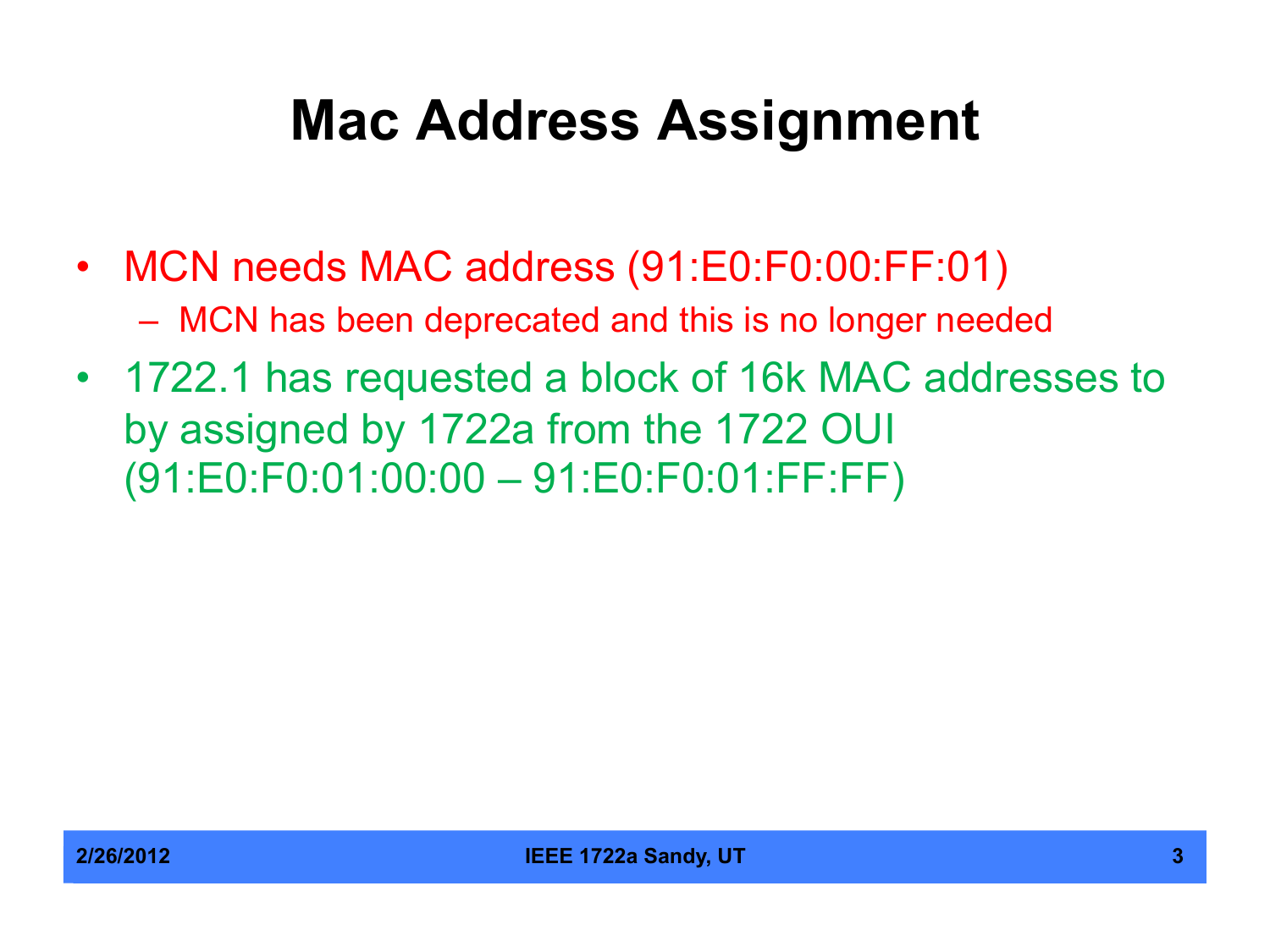# Mac Address Assignment

- MCN needs MAC address (91:E0:F0:00:FF:01)
  - MCN has been deprecated and this is no longer needed
- 1722.1 has requested a block of 16k MAC addresses to by assigned by 1722a from the 1722 OUI (91:E0:F0:01:00:00 – 91:E0:F0:01:FF:FF)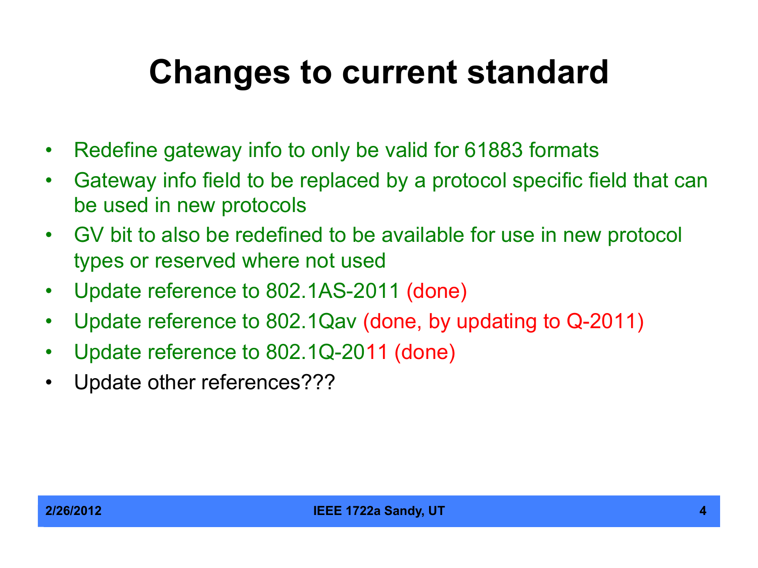# Changes to current standard

- Redefine gateway info to only be valid for 61883 formats
- Gateway info field to be replaced by a protocol specific field that can be used in new protocols
- GV bit to also be redefined to be available for use in new protocol types or reserved where not used
- Update reference to 802.1AS-2011 (done)
- Update reference to 802.1Qav (done, by updating to Q-2011)
- Update reference to 802.1Q-2011 (done)
- Update other references???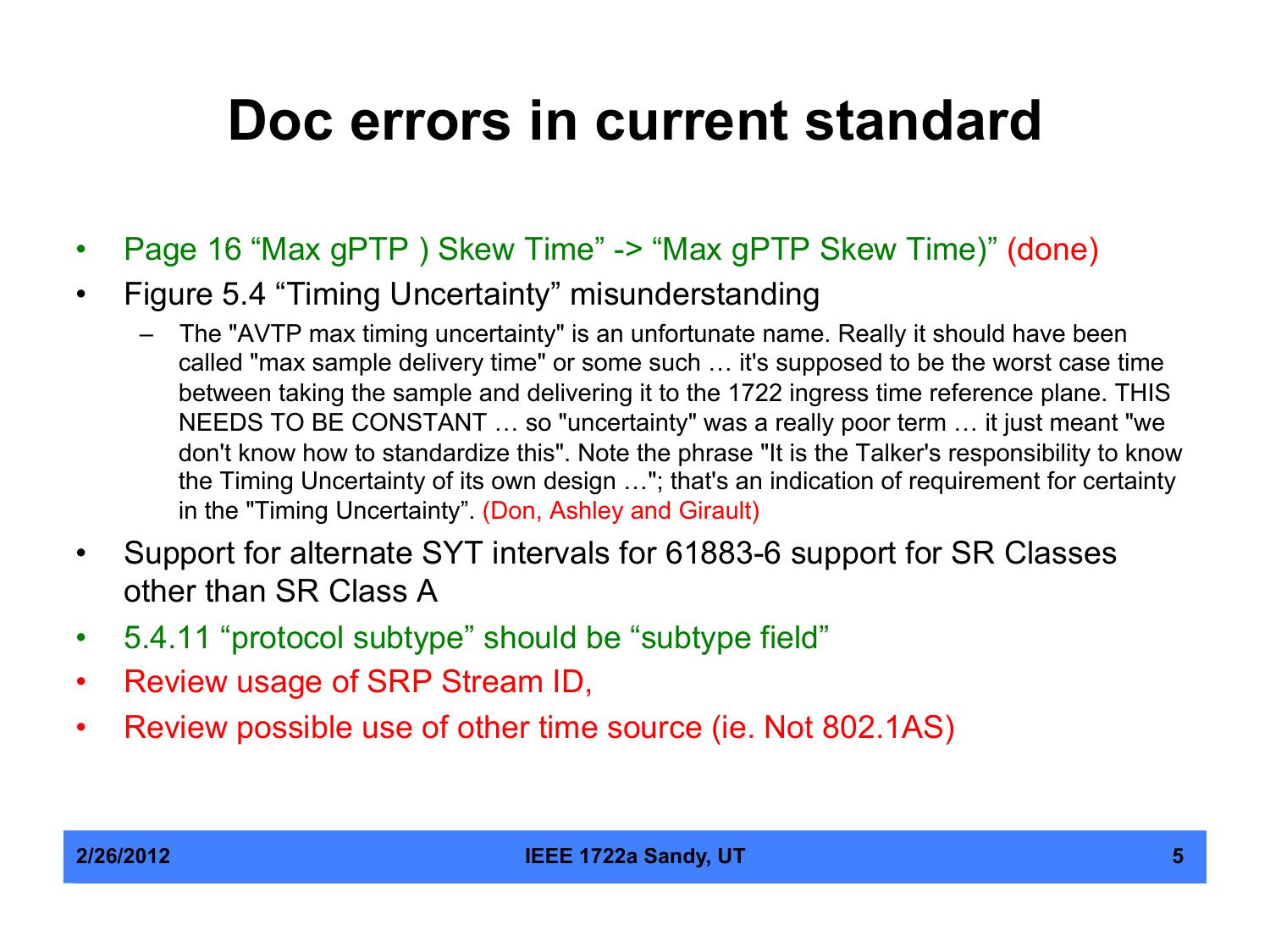# Doc errors in current standard

- Page 16 “Max gPTP ) Skew Time” -> “Max gPTP Skew Time)” (done)
- Figure 5.4 “Timing Uncertainty” misunderstanding
  - The "AVTP max timing uncertainty" is an unfortunate name. Really it should have been called "max sample delivery time" or some such … it's supposed to be the worst case time between taking the sample and delivering it to the 1722 ingress time reference plane. THIS NEEDS TO BE CONSTANT … so "uncertainty" was a really poor term … it just meant "we don't know how to standardize this". Note the phrase "It is the Talker's responsibility to know the Timing Uncertainty of its own design …"; that's an indication of requirement for certainty in the "Timing Uncertainty”. (Don, Ashley and Girault)
- Support for alternate SYT intervals for 61883-6 support for SR Classes other than SR Class A
- 5.4.11 “protocol subtype” should be “subtype field”
- Review usage of SRP Stream ID,
- Review possible use of other time source (ie. Not 802.1AS)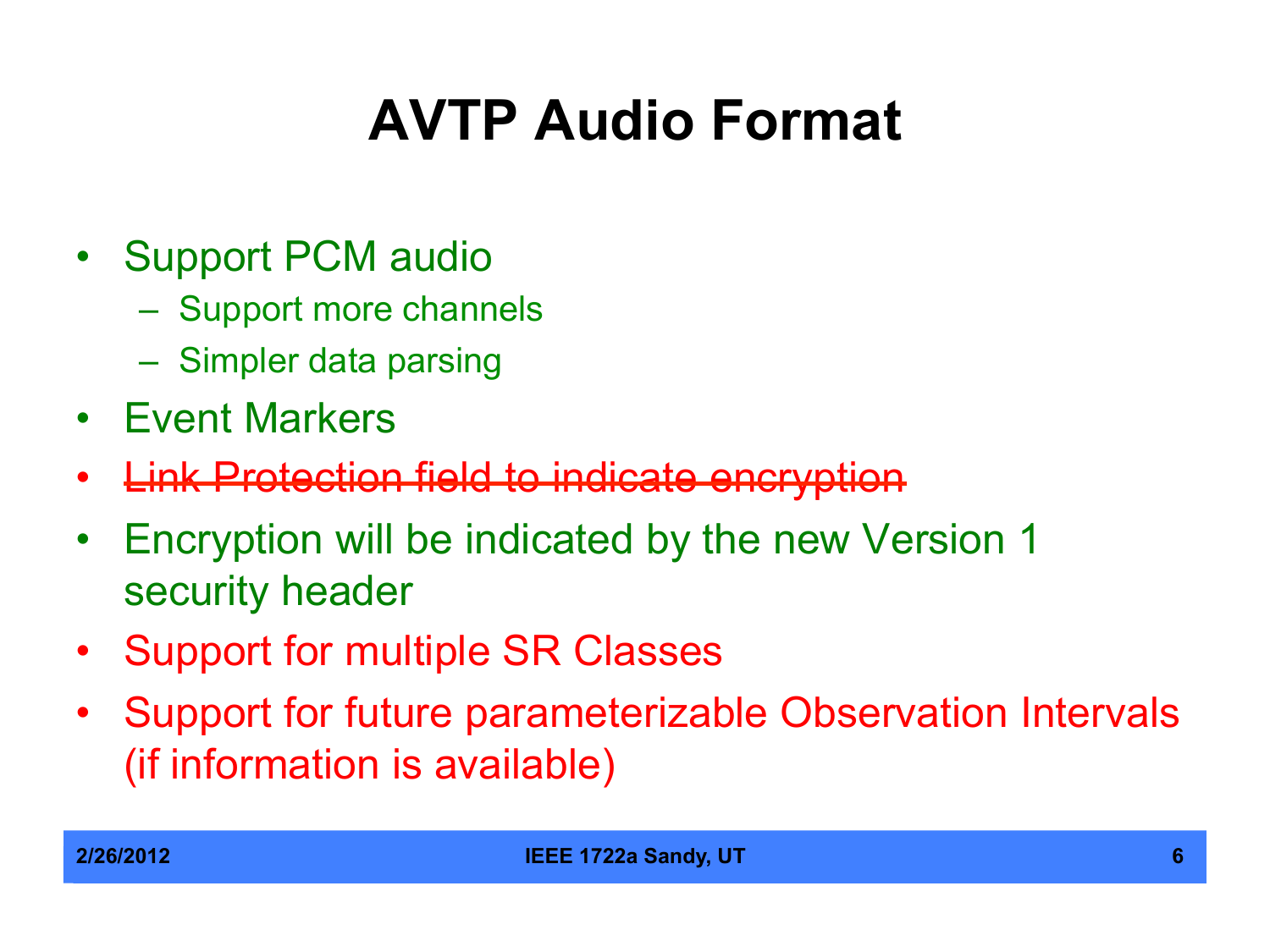# AVTP Audio Format

- Support PCM audio
  - Support more channels
  - Simpler data parsing
- Event Markers
- ~~Link Protection field to indicate encryption~~
- Encryption will be indicated by the new Version 1 security header
- Support for multiple SR Classes
- Support for future parameterizable Observation Intervals (if information is available)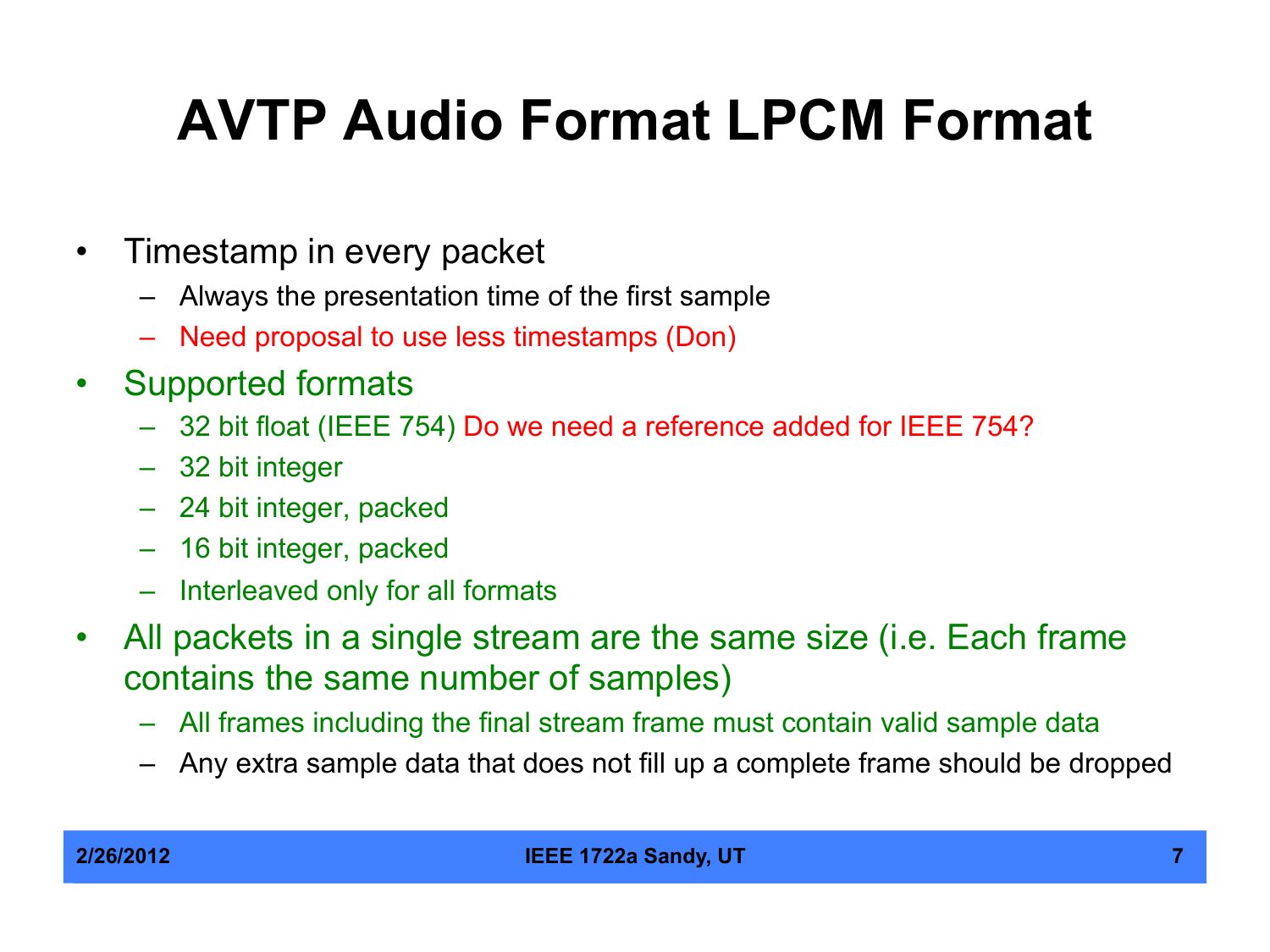# AVTP Audio Format LPCM Format

- Timestamp in every packet
  - Always the presentation time of the first sample
  - Need proposal to use less timestamps (Don)
- Supported formats
  - 32 bit float (IEEE 754) Do we need a reference added for IEEE 754?
  - 32 bit integer
  - 24 bit integer, packed
  - 16 bit integer, packed
  - Interleaved only for all formats
- All packets in a single stream are the same size (i.e. Each frame contains the same number of samples)
  - All frames including the final stream frame must contain valid sample data
  - Any extra sample data that does not fill up a complete frame should be dropped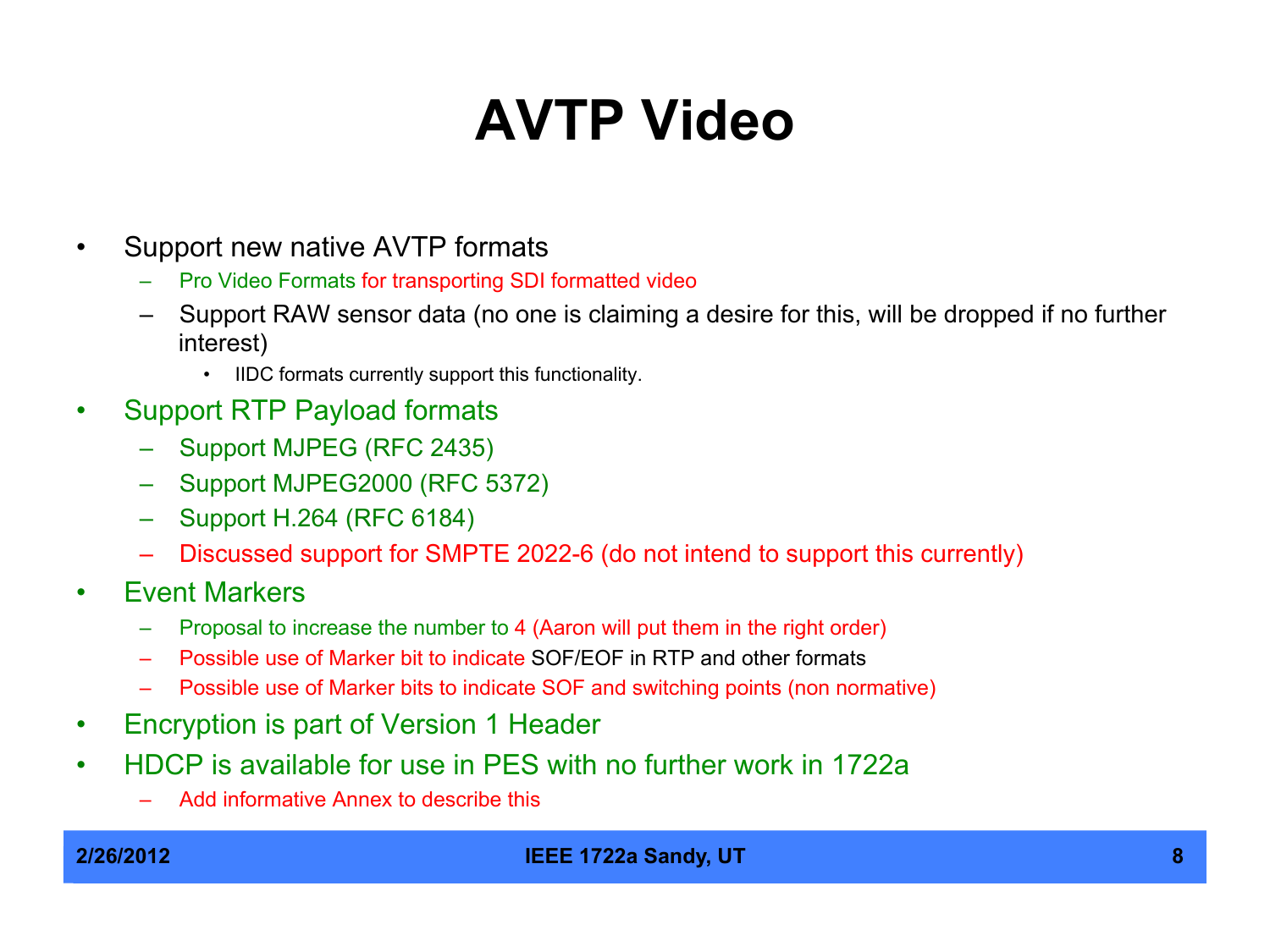# AVTP Video

- Support new native AVTP formats
  - Pro Video Formats for transporting SDI formatted video
  - Support RAW sensor data (no one is claiming a desire for this, will be dropped if no further interest)
    - IIDC formats currently support this functionality.
- Support RTP Payload formats
  - Support MJPEG (RFC 2435)
  - Support MJPEG2000 (RFC 5372)
  - Support H.264 (RFC 6184)
  - Discussed support for SMPTE 2022-6 (do not intend to support this currently)
- Event Markers
  - Proposal to increase the number to 4 (Aaron will put them in the right order)
  - Possible use of Marker bit to indicate SOF/EOF in RTP and other formats
  - Possible use of Marker bits to indicate SOF and switching points (non normative)
- Encryption is part of Version 1 Header
- HDCP is available for use in PES with no further work in 1722a
  - Add informative Annex to describe this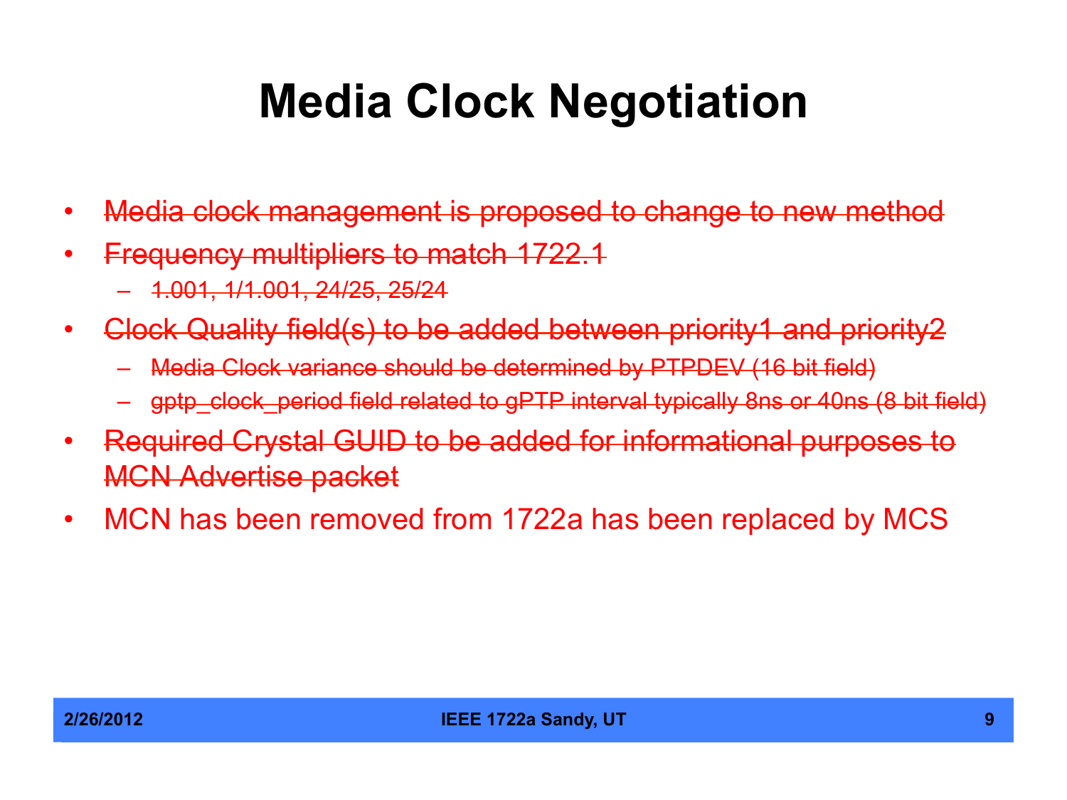# Media Clock Negotiation

- ~~Media clock management is proposed to change to new method~~
- ~~Frequency multipliers to match 1722.1~~
  - ~~1.001, 1/1.001, 24/25, 25/24~~
- ~~Clock Quality field(s) to be added between priority1 and priority2~~
  - ~~Media Clock variance should be determined by PTPDEV (16 bit field)~~
  - ~~gptp_clock_period field related to gPTP interval typically 8ns or 40ns (8 bit field)~~
- ~~Required Crystal GUID to be added for informational purposes to MCN Advertise packet~~
- MCN has been removed from 1722a has been replaced by MCS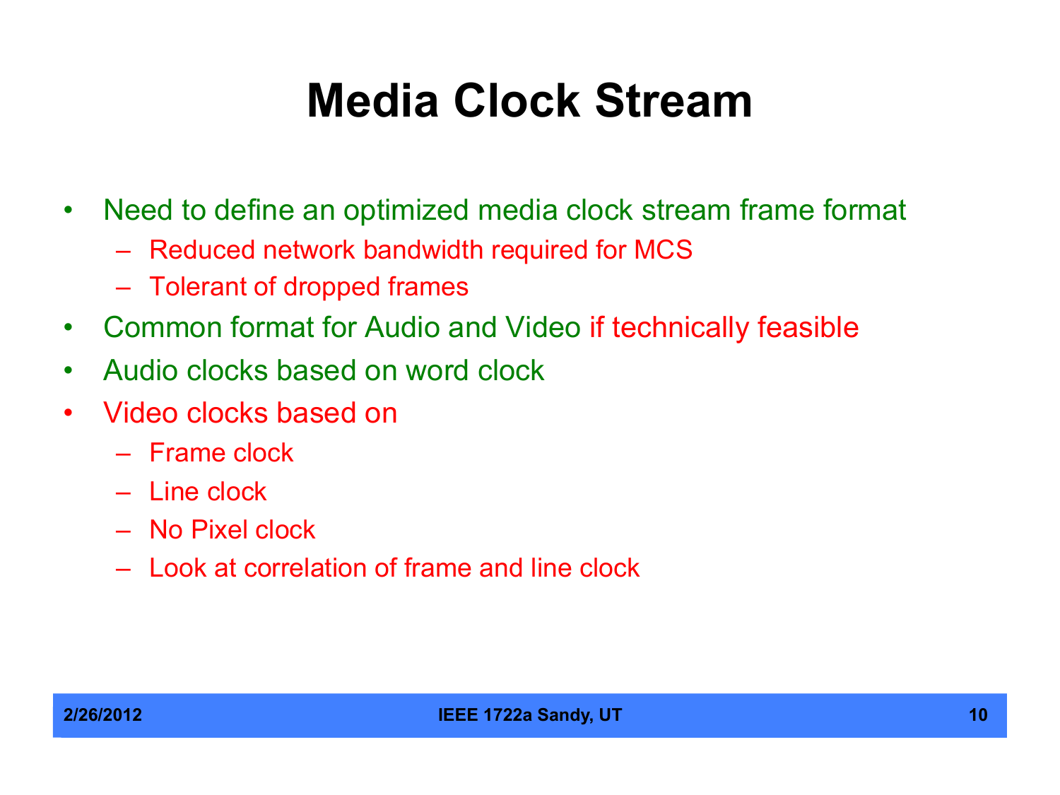# Media Clock Stream

- Need to define an optimized media clock stream frame format
  - Reduced network bandwidth required for MCS
  - Tolerant of dropped frames
- Common format for Audio and Video if technically feasible
- Audio clocks based on word clock
- Video clocks based on
  - Frame clock
  - Line clock
  - No Pixel clock
  - Look at correlation of frame and line clock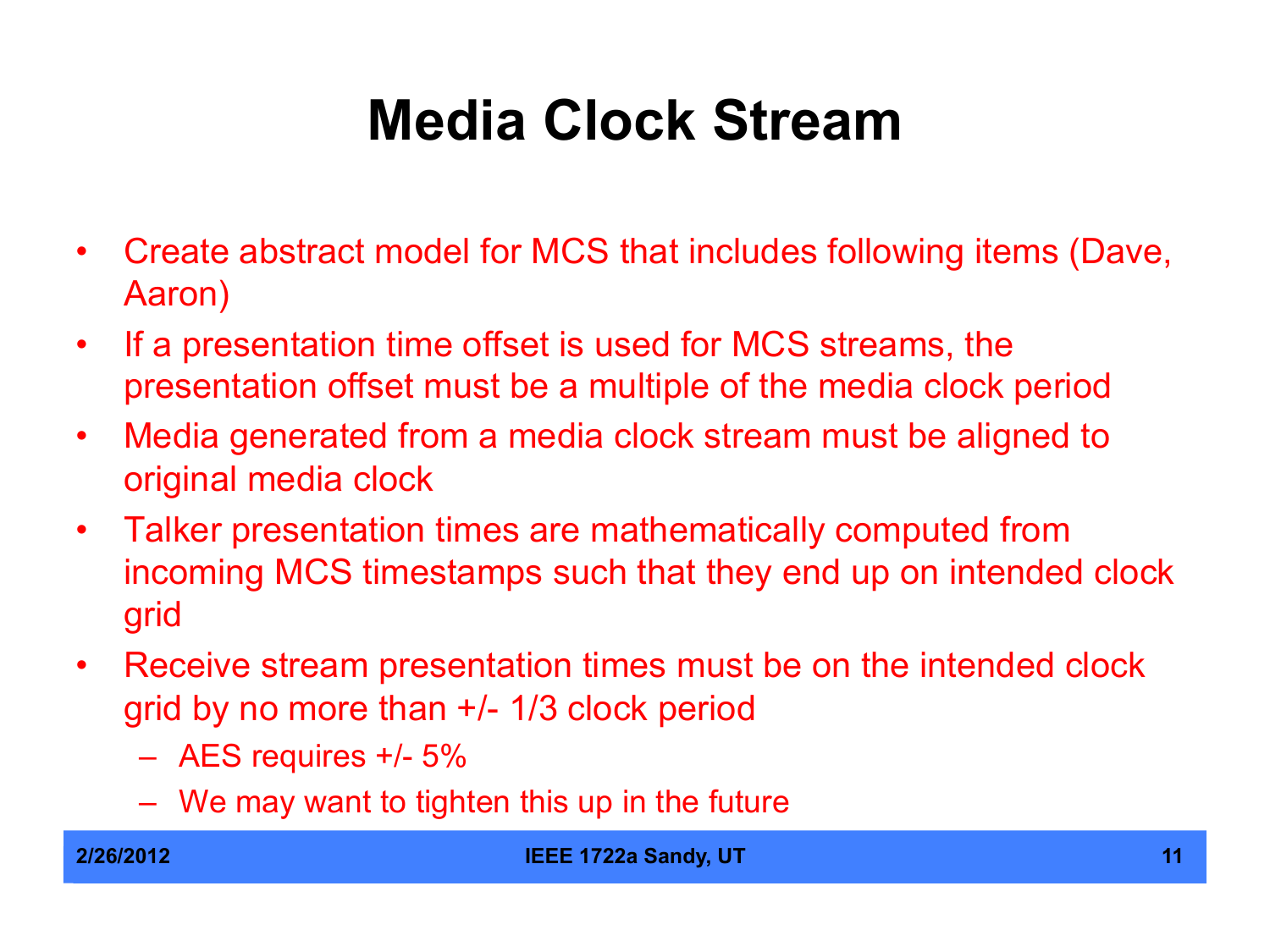# Media Clock Stream

- Create abstract model for MCS that includes following items (Dave, Aaron)
- If a presentation time offset is used for MCS streams, the presentation offset must be a multiple of the media clock period
- Media generated from a media clock stream must be aligned to original media clock
- Talker presentation times are mathematically computed from incoming MCS timestamps such that they end up on intended clock grid
- Receive stream presentation times must be on the intended clock grid by no more than +/- 1/3 clock period
  - AES requires +/- 5%
  - We may want to tighten this up in the future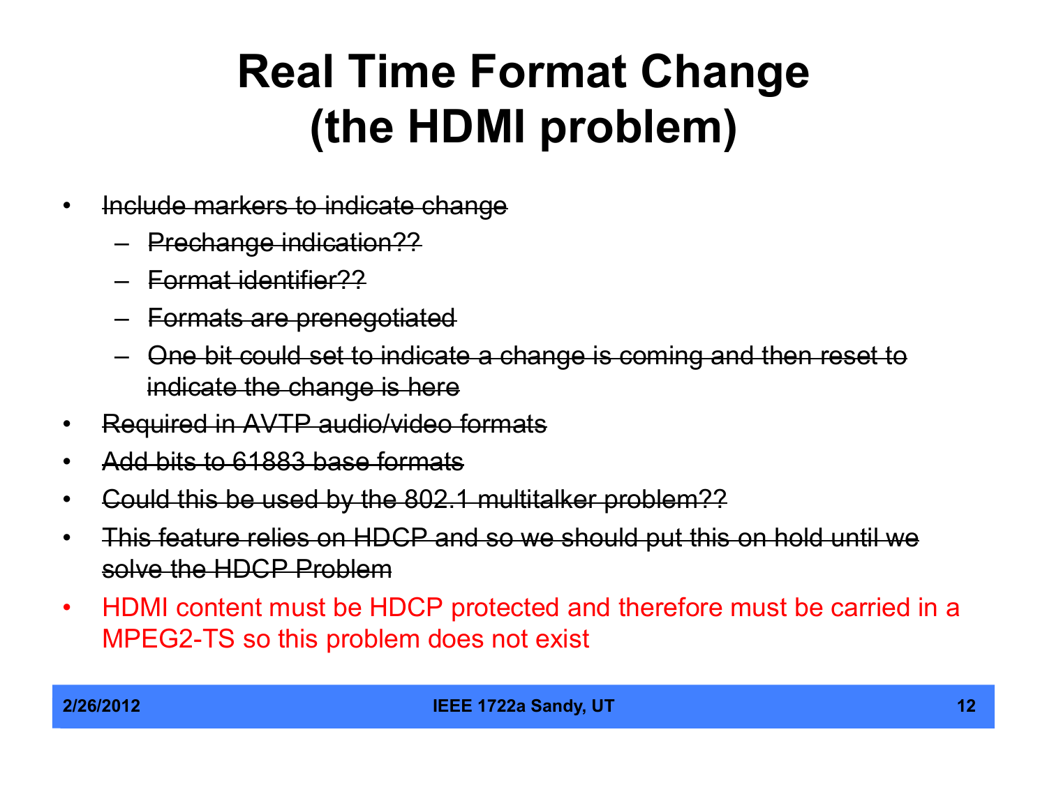# Real Time Format Change (the HDMI problem)

- ~~Include markers to indicate change~~
  - ~~Prechange indication??~~
  - ~~Format identifier??~~
  - ~~Formats are prenegotiated~~
  - ~~One bit could set to indicate a change is coming and then reset to indicate the change is here~~
- ~~Required in AVTP audio/video formats~~
- ~~Add bits to 61883 base formats~~
- ~~Could this be used by the 802.1 multitalker problem??~~
- ~~This feature relies on HDCP and so we should put this on hold until we solve the HDCP Problem~~
- HDMI content must be HDCP protected and therefore must be carried in a MPEG2-TS so this problem does not exist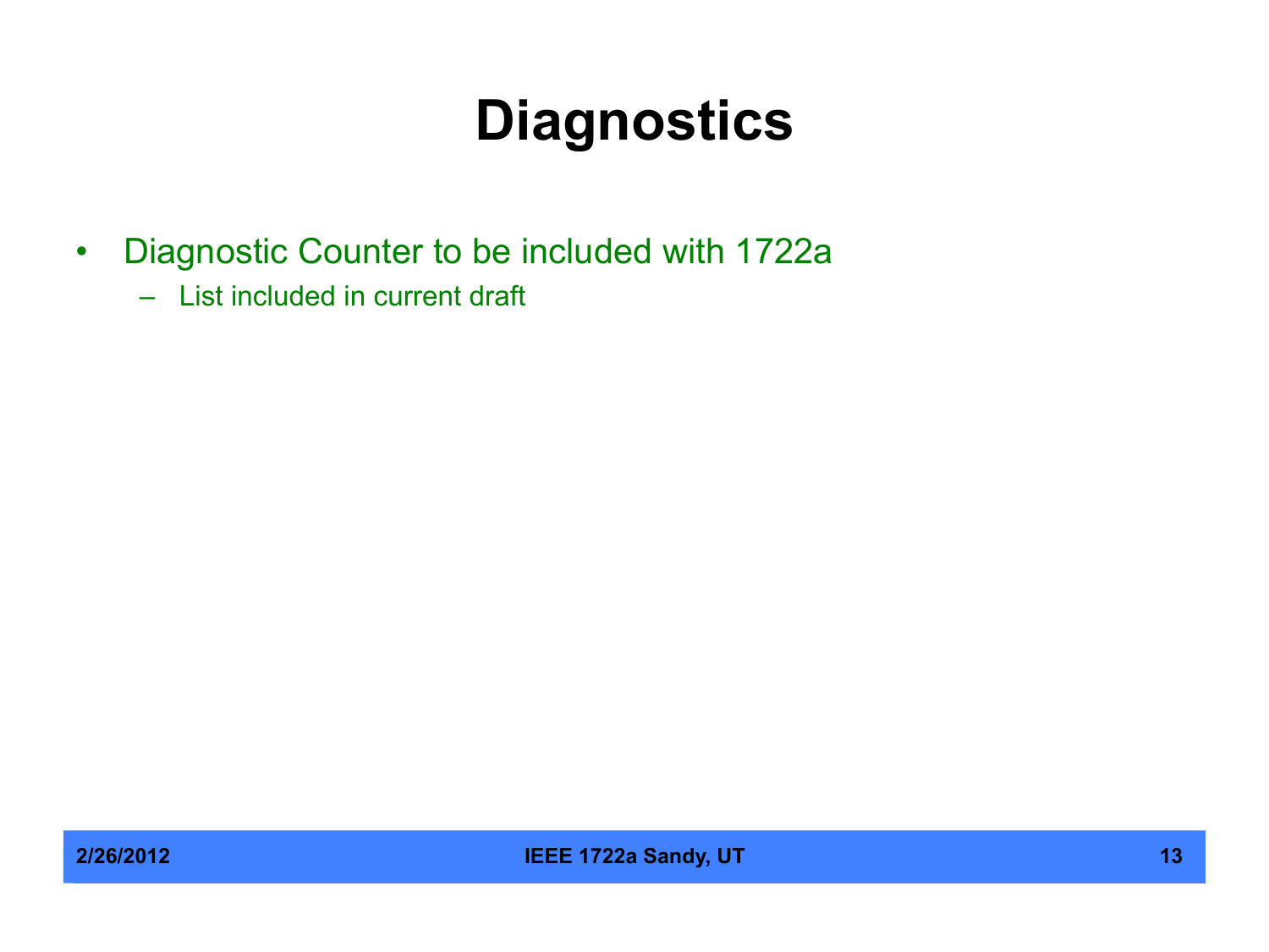# Diagnostics

- Diagnostic Counter to be included with 1722a
  - List included in current draft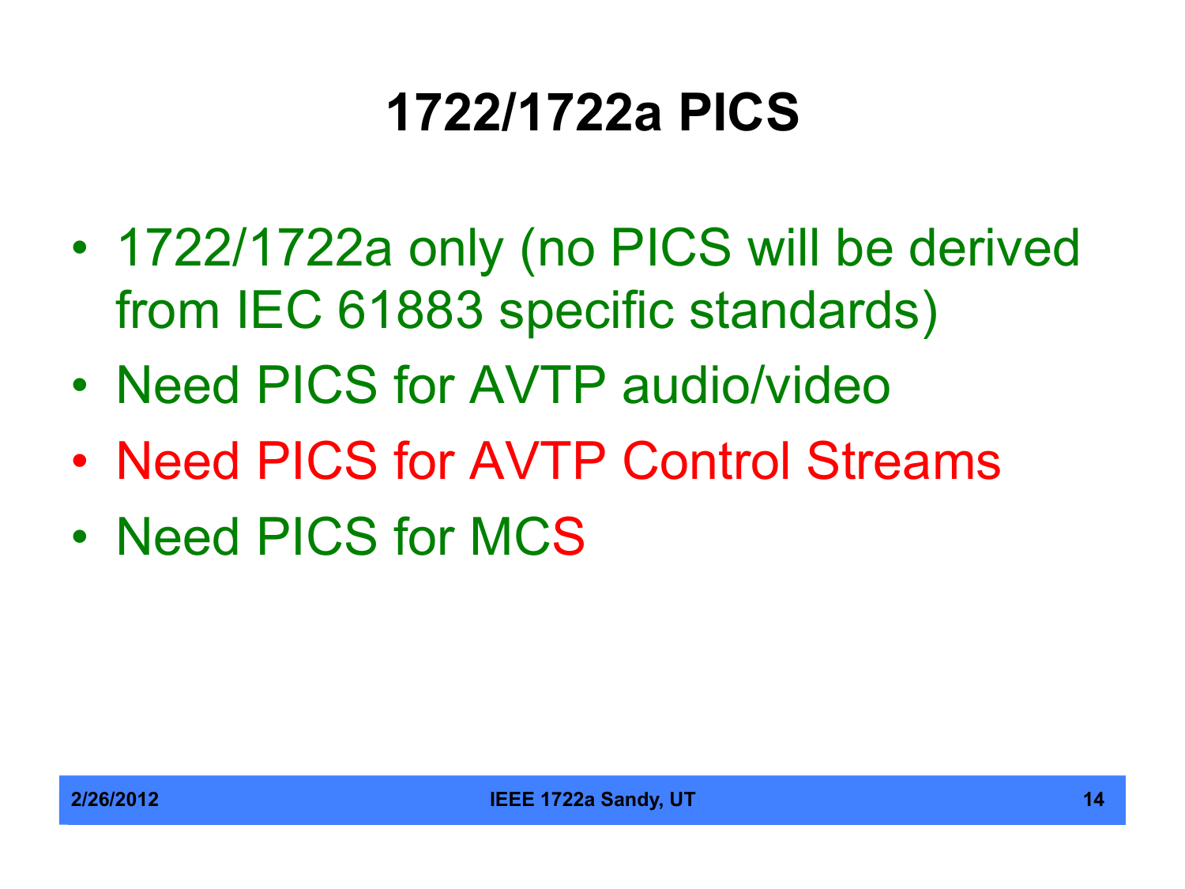# 1722/1722a PICS

- 1722/1722a only (no PICS will be derived from IEC 61883 specific standards)
- Need PICS for AVTP audio/video
- Need PICS for AVTP Control Streams
- Need PICS for MCS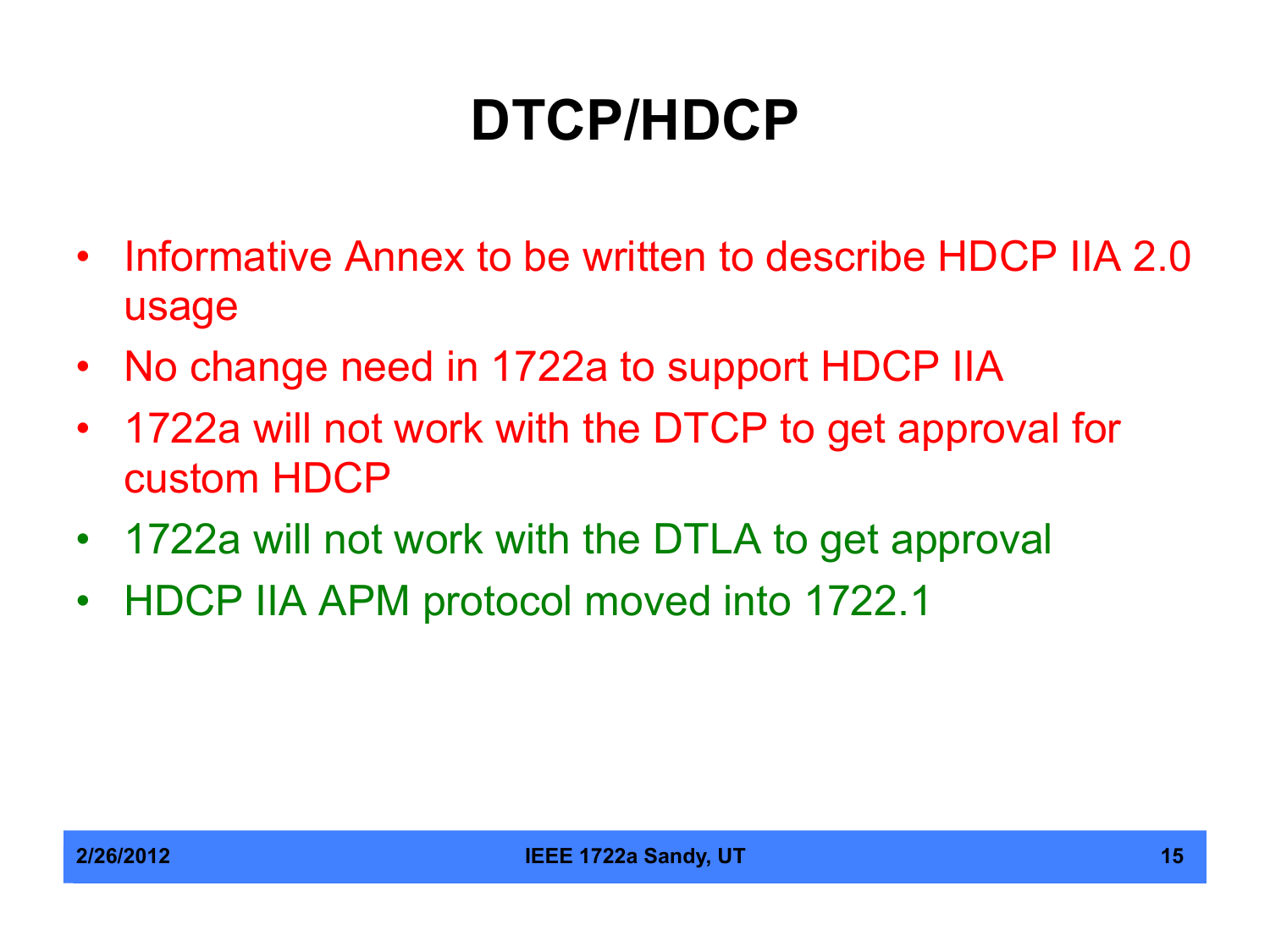# DTCP/HDCP

- Informative Annex to be written to describe HDCP IIA 2.0 usage
- No change need in 1722a to support HDCP IIA
- 1722a will not work with the DTCP to get approval for custom HDCP
- 1722a will not work with the DTLA to get approval
- HDCP IIA APM protocol moved into 1722.1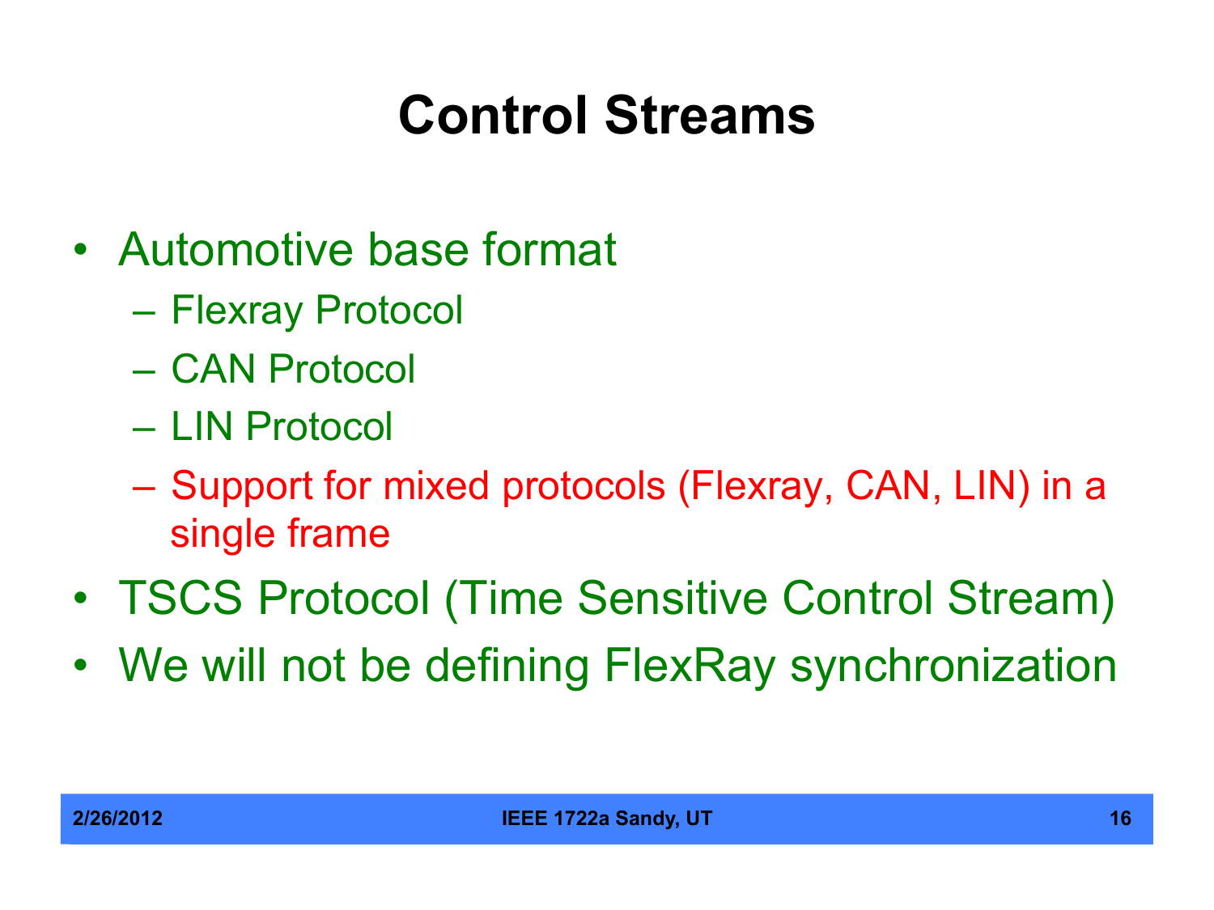# Control Streams

- Automotive base format
  - Flexray Protocol
  - CAN Protocol
  - LIN Protocol
  - Support for mixed protocols (Flexray, CAN, LIN) in a single frame
- TSCS Protocol (Time Sensitive Control Stream)
- We will not be defining FlexRay synchronization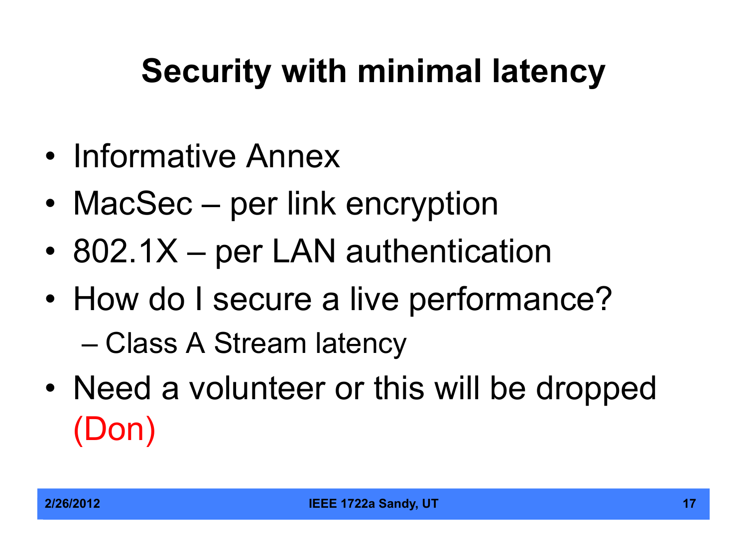# Security with minimal latency

- Informative Annex
- MacSec – per link encryption
- 802.1X – per LAN authentication
- How do I secure a live performance?
  - Class A Stream latency
- Need a volunteer or this will be dropped (Don)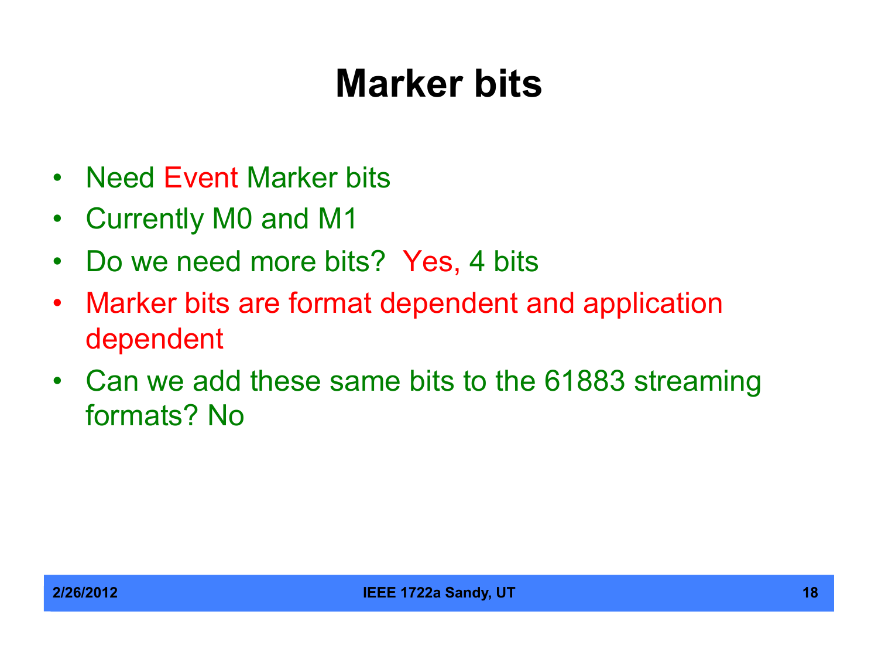# Marker bits

- Need Event Marker bits
- Currently M0 and M1
- Do we need more bits? Yes, 4 bits
- Marker bits are format dependent and application dependent
- Can we add these same bits to the 61883 streaming formats? No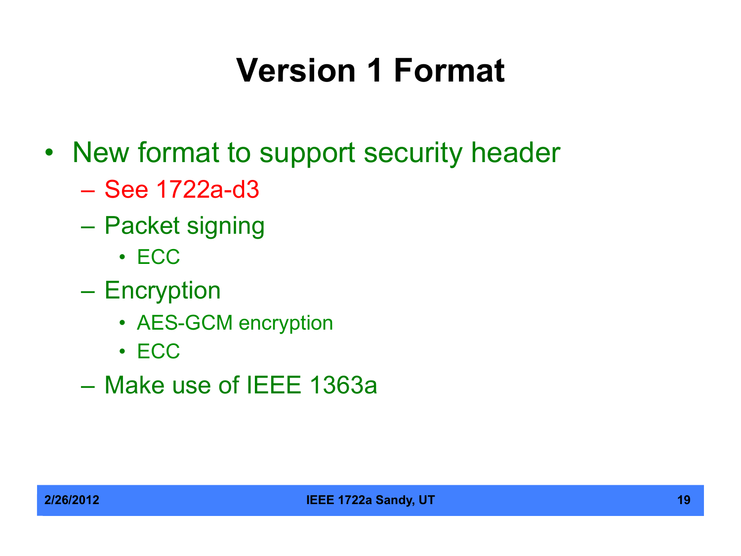# Version 1 Format

- New format to support security header
  - See 1722a-d3
  - Packet signing
    - ECC
  - Encryption
    - AES-GCM encryption
    - ECC
  - Make use of IEEE 1363a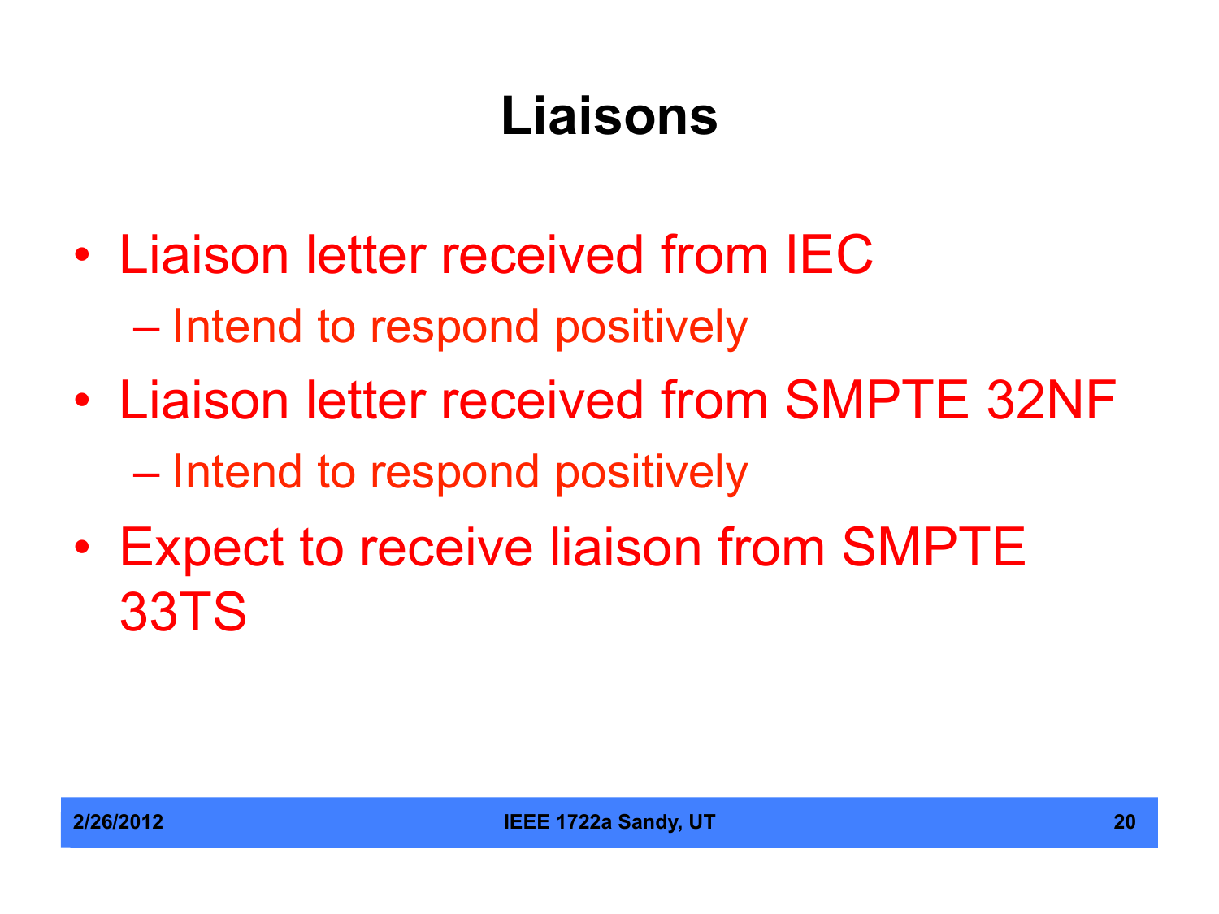# Liaisons

- Liaison letter received from IEC
  - Intend to respond positively
- Liaison letter received from SMPTE 32NF
  - Intend to respond positively
- Expect to receive liaison from SMPTE 33TS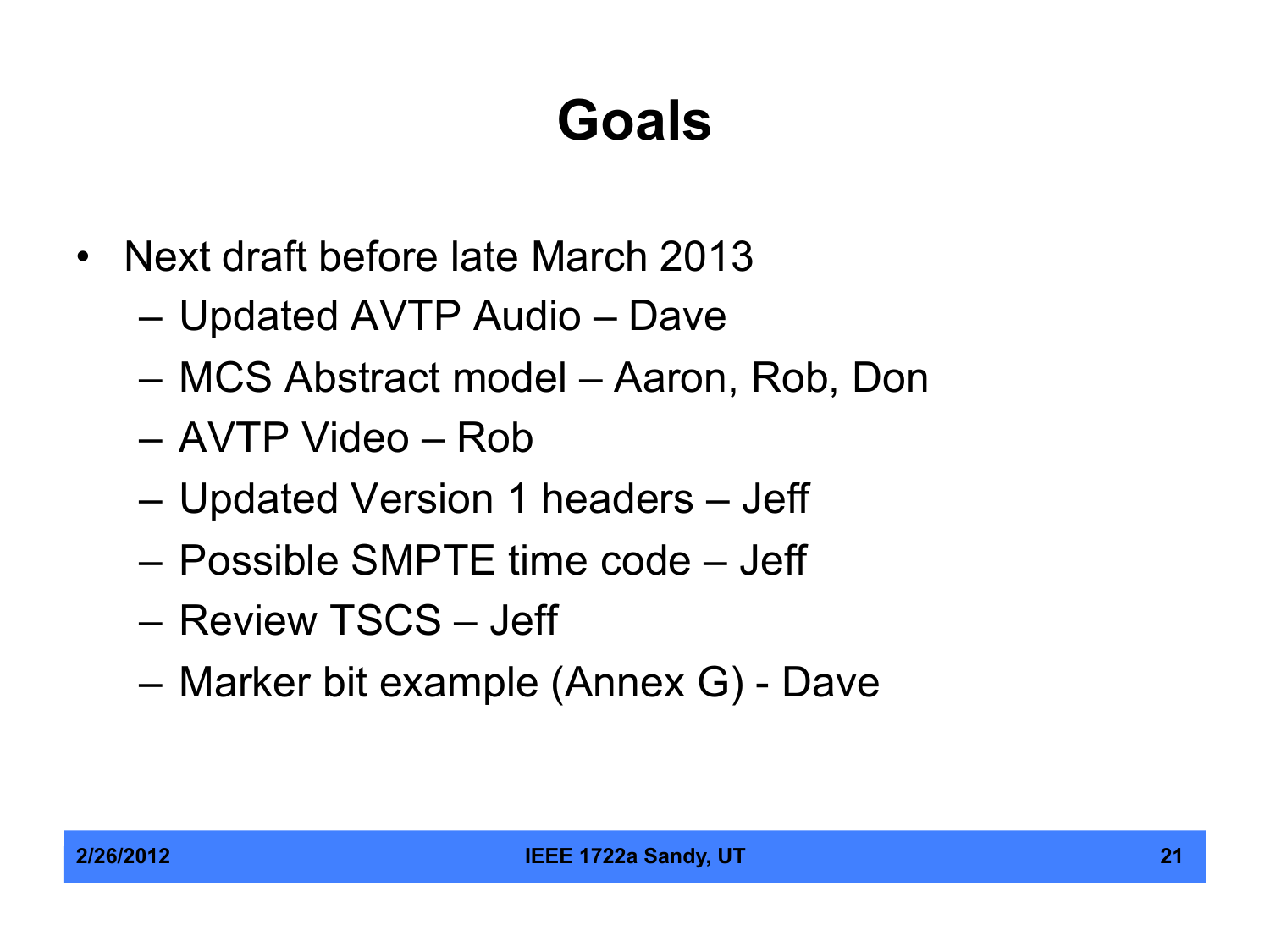# Goals

- Next draft before late March 2013
  - Updated AVTP Audio – Dave
  - MCS Abstract model – Aaron, Rob, Don
  - AVTP Video – Rob
  - Updated Version 1 headers – Jeff
  - Possible SMPTE time code – Jeff
  - Review TSCS – Jeff
  - Marker bit example (Annex G) - Dave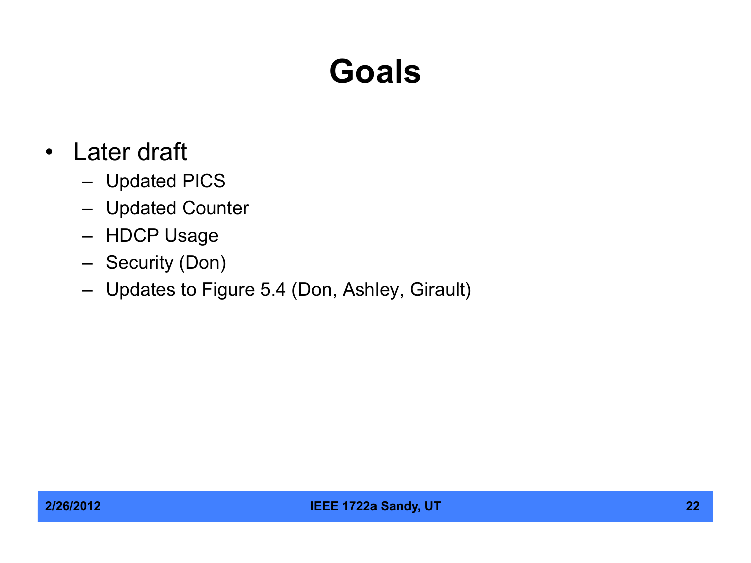# Goals

- Later draft
  - Updated PICS
  - Updated Counter
  - HDCP Usage
  - Security (Don)
  - Updates to Figure 5.4 (Don, Ashley, Girault)